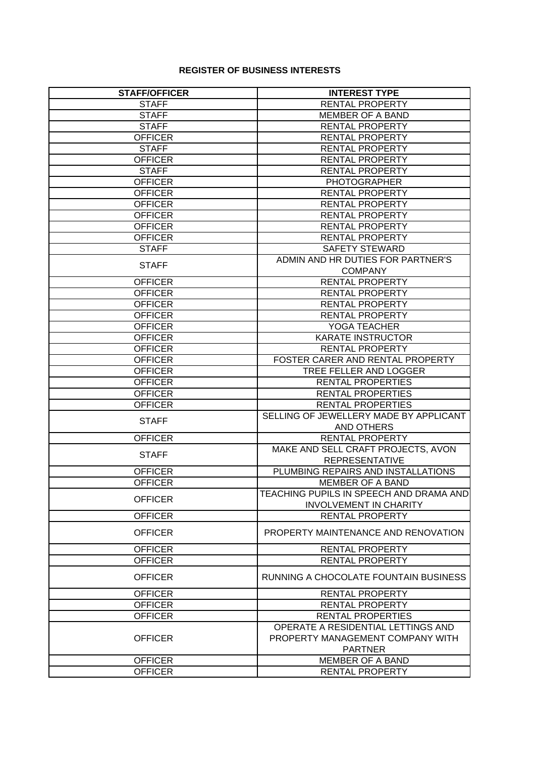**REGISTER OF BUSINESS INTERESTS**

| STAFF/OFFICER | INTEREST TYPE |
|---|---|
| STAFF | RENTAL PROPERTY |
| STAFF | MEMBER OF A BAND |
| STAFF | RENTAL PROPERTY |
| OFFICER | RENTAL PROPERTY |
| STAFF | RENTAL PROPERTY |
| OFFICER | RENTAL PROPERTY |
| STAFF | RENTAL PROPERTY |
| OFFICER | PHOTOGRAPHER |
| OFFICER | RENTAL PROPERTY |
| OFFICER | RENTAL PROPERTY |
| OFFICER | RENTAL PROPERTY |
| OFFICER | RENTAL PROPERTY |
| OFFICER | RENTAL PROPERTY |
| STAFF | SAFETY STEWARD |
| STAFF | ADMIN AND HR DUTIES FOR PARTNER'S COMPANY |
| OFFICER | RENTAL PROPERTY |
| OFFICER | RENTAL PROPERTY |
| OFFICER | RENTAL PROPERTY |
| OFFICER | RENTAL PROPERTY |
| OFFICER | YOGA TEACHER |
| OFFICER | KARATE INSTRUCTOR |
| OFFICER | RENTAL PROPERTY |
| OFFICER | FOSTER CARER AND RENTAL PROPERTY |
| OFFICER | TREE FELLER AND LOGGER |
| OFFICER | RENTAL PROPERTIES |
| OFFICER | RENTAL PROPERTIES |
| OFFICER | RENTAL PROPERTIES |
| STAFF | SELLING OF JEWELLERY MADE BY APPLICANT AND OTHERS |
| OFFICER | RENTAL PROPERTY |
| STAFF | MAKE AND SELL CRAFT PROJECTS, AVON REPRESENTATIVE |
| OFFICER | PLUMBING REPAIRS AND INSTALLATIONS |
| OFFICER | MEMBER OF A BAND |
| OFFICER | TEACHING PUPILS IN SPEECH AND DRAMA AND INVOLVEMENT IN CHARITY |
| OFFICER | RENTAL PROPERTY |
| OFFICER | PROPERTY MAINTENANCE AND RENOVATION |
| OFFICER | RENTAL PROPERTY |
| OFFICER | RENTAL PROPERTY |
| OFFICER | RUNNING A CHOCOLATE FOUNTAIN BUSINESS |
| OFFICER | RENTAL PROPERTY |
| OFFICER | RENTAL PROPERTY |
| OFFICER | RENTAL PROPERTIES |
| OFFICER | OPERATE A RESIDENTIAL LETTINGS AND PROPERTY MANAGEMENT COMPANY WITH PARTNER |
| OFFICER | MEMBER OF A BAND |
| OFFICER | RENTAL PROPERTY |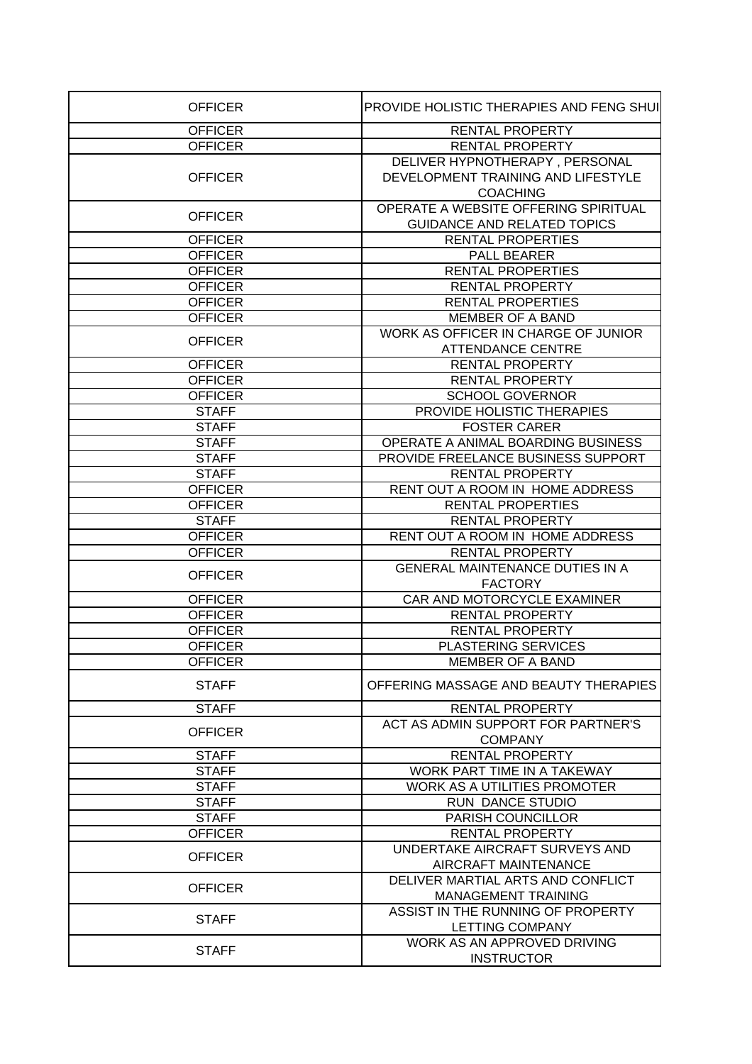| OFFICER | PROVIDE HOLISTIC THERAPIES AND FENG SHUI |
|---|---|
| OFFICER | RENTAL PROPERTY |
| OFFICER | RENTAL PROPERTY |
| OFFICER | DELIVER HYPNOTHERAPY , PERSONAL DEVELOPMENT TRAINING AND LIFESTYLE COACHING |
| OFFICER | OPERATE A WEBSITE OFFERING SPIRITUAL GUIDANCE AND RELATED TOPICS |
| OFFICER | RENTAL PROPERTIES |
| OFFICER | PALL BEARER |
| OFFICER | RENTAL PROPERTIES |
| OFFICER | RENTAL PROPERTY |
| OFFICER | RENTAL PROPERTIES |
| OFFICER | MEMBER OF A BAND |
| OFFICER | WORK AS OFFICER IN CHARGE OF JUNIOR ATTENDANCE CENTRE |
| OFFICER | RENTAL PROPERTY |
| OFFICER | RENTAL PROPERTY |
| OFFICER | SCHOOL GOVERNOR |
| STAFF | PROVIDE HOLISTIC THERAPIES |
| STAFF | FOSTER CARER |
| STAFF | OPERATE A ANIMAL BOARDING BUSINESS |
| STAFF | PROVIDE FREELANCE BUSINESS SUPPORT |
| STAFF | RENTAL PROPERTY |
| OFFICER | RENT OUT A ROOM IN HOME ADDRESS |
| OFFICER | RENTAL PROPERTIES |
| STAFF | RENTAL PROPERTY |
| OFFICER | RENT OUT A ROOM IN HOME ADDRESS |
| OFFICER | RENTAL PROPERTY |
| OFFICER | GENERAL MAINTENANCE DUTIES IN A FACTORY |
| OFFICER | CAR AND MOTORCYCLE EXAMINER |
| OFFICER | RENTAL PROPERTY |
| OFFICER | RENTAL PROPERTY |
| OFFICER | PLASTERING SERVICES |
| OFFICER | MEMBER OF A BAND |
| STAFF | OFFERING MASSAGE AND BEAUTY THERAPIES |
| STAFF | RENTAL PROPERTY |
| OFFICER | ACT AS ADMIN SUPPORT FOR PARTNER'S COMPANY |
| STAFF | RENTAL PROPERTY |
| STAFF | WORK PART TIME IN A TAKEWAY |
| STAFF | WORK AS A UTILITIES PROMOTER |
| STAFF | RUN DANCE STUDIO |
| STAFF | PARISH COUNCILLOR |
| OFFICER | RENTAL PROPERTY |
| OFFICER | UNDERTAKE AIRCRAFT SURVEYS AND AIRCRAFT MAINTENANCE |
| OFFICER | DELIVER MARTIAL ARTS AND CONFLICT MANAGEMENT TRAINING |
| STAFF | ASSIST IN THE RUNNING OF PROPERTY LETTING COMPANY |
| STAFF | WORK AS AN APPROVED DRIVING INSTRUCTOR |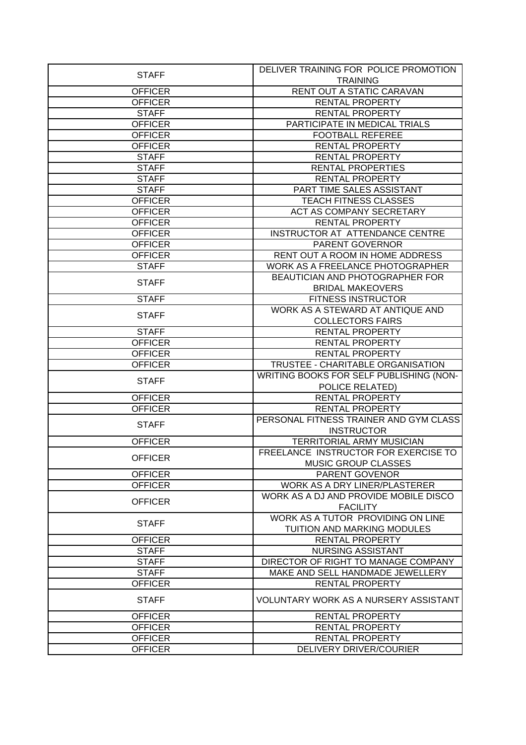| | |
|---|---|
| STAFF | DELIVER TRAINING FOR POLICE PROMOTION TRAINING |
| OFFICER | RENT OUT A STATIC CARAVAN |
| OFFICER | RENTAL PROPERTY |
| STAFF | RENTAL PROPERTY |
| OFFICER | PARTICIPATE IN MEDICAL TRIALS |
| OFFICER | FOOTBALL REFEREE |
| OFFICER | RENTAL PROPERTY |
| STAFF | RENTAL PROPERTY |
| STAFF | RENTAL PROPERTIES |
| STAFF | RENTAL PROPERTY |
| STAFF | PART TIME SALES ASSISTANT |
| OFFICER | TEACH FITNESS CLASSES |
| OFFICER | ACT AS COMPANY SECRETARY |
| OFFICER | RENTAL PROPERTY |
| OFFICER | INSTRUCTOR AT ATTENDANCE CENTRE |
| OFFICER | PARENT GOVERNOR |
| OFFICER | RENT OUT A ROOM IN HOME ADDRESS |
| STAFF | WORK AS A FREELANCE PHOTOGRAPHER |
| STAFF | BEAUTICIAN AND PHOTOGRAPHER FOR BRIDAL MAKEOVERS |
| STAFF | FITNESS INSTRUCTOR |
| STAFF | WORK AS A STEWARD AT ANTIQUE AND COLLECTORS FAIRS |
| STAFF | RENTAL PROPERTY |
| OFFICER | RENTAL PROPERTY |
| OFFICER | RENTAL PROPERTY |
| OFFICER | TRUSTEE - CHARITABLE ORGANISATION |
| STAFF | WRITING BOOKS FOR SELF PUBLISHING (NON-POLICE RELATED) |
| OFFICER | RENTAL PROPERTY |
| OFFICER | RENTAL PROPERTY |
| STAFF | PERSONAL FITNESS TRAINER AND GYM CLASS INSTRUCTOR |
| OFFICER | TERRITORIAL ARMY MUSICIAN |
| OFFICER | FREELANCE INSTRUCTOR FOR EXERCISE TO MUSIC GROUP CLASSES |
| OFFICER | PARENT GOVENOR |
| OFFICER | WORK AS A DRY LINER/PLASTERER |
| OFFICER | WORK AS A DJ AND PROVIDE MOBILE DISCO FACILITY |
| STAFF | WORK AS A TUTOR PROVIDING ON LINE TUITION AND MARKING MODULES |
| OFFICER | RENTAL PROPERTY |
| STAFF | NURSING ASSISTANT |
| STAFF | DIRECTOR OF RIGHT TO MANAGE COMPANY |
| STAFF | MAKE AND SELL HANDMADE JEWELLERY |
| OFFICER | RENTAL PROPERTY |
| STAFF | VOLUNTARY WORK AS A NURSERY ASSISTANT |
| OFFICER | RENTAL PROPERTY |
| OFFICER | RENTAL PROPERTY |
| OFFICER | RENTAL PROPERTY |
| OFFICER | DELIVERY DRIVER/COURIER |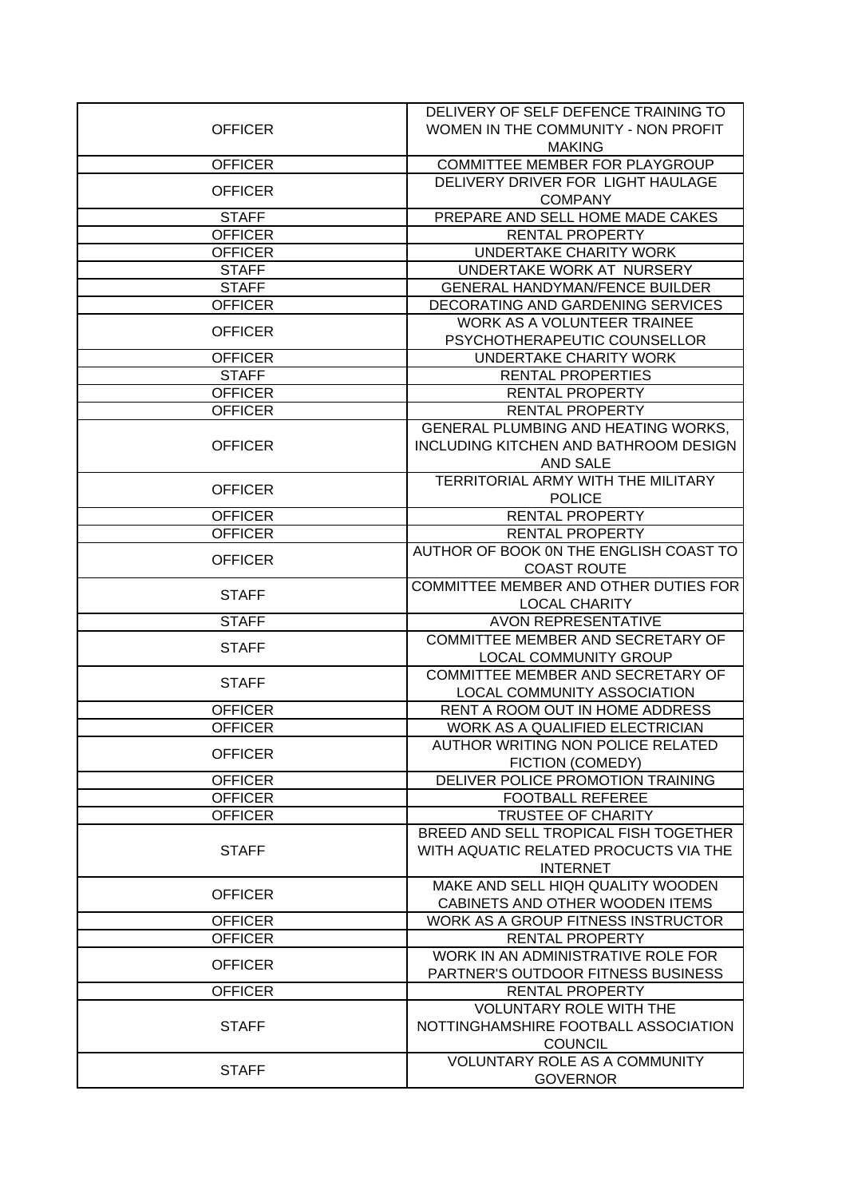| OFFICER | DELIVERY OF SELF DEFENCE TRAINING TO WOMEN IN THE COMMUNITY - NON PROFIT MAKING |
|---|---|
| OFFICER | COMMITTEE MEMBER FOR PLAYGROUP |
| OFFICER | DELIVERY DRIVER FOR LIGHT HAULAGE COMPANY |
| STAFF | PREPARE AND SELL HOME MADE CAKES |
| OFFICER | RENTAL PROPERTY |
| OFFICER | UNDERTAKE CHARITY WORK |
| STAFF | UNDERTAKE WORK AT NURSERY |
| STAFF | GENERAL HANDYMAN/FENCE BUILDER |
| OFFICER | DECORATING AND GARDENING SERVICES |
| OFFICER | WORK AS A VOLUNTEER TRAINEE PSYCHOTHERAPEUTIC COUNSELLOR |
| OFFICER | UNDERTAKE CHARITY WORK |
| STAFF | RENTAL PROPERTIES |
| OFFICER | RENTAL PROPERTY |
| OFFICER | RENTAL PROPERTY |
| OFFICER | GENERAL PLUMBING AND HEATING WORKS, INCLUDING KITCHEN AND BATHROOM DESIGN AND SALE |
| OFFICER | TERRITORIAL ARMY WITH THE MILITARY POLICE |
| OFFICER | RENTAL PROPERTY |
| OFFICER | RENTAL PROPERTY |
| OFFICER | AUTHOR OF BOOK 0N THE ENGLISH COAST TO COAST ROUTE |
| STAFF | COMMITTEE MEMBER AND OTHER DUTIES FOR LOCAL CHARITY |
| STAFF | AVON REPRESENTATIVE |
| STAFF | COMMITTEE MEMBER AND SECRETARY OF LOCAL COMMUNITY GROUP |
| STAFF | COMMITTEE MEMBER AND SECRETARY OF LOCAL COMMUNITY ASSOCIATION |
| OFFICER | RENT A ROOM OUT IN HOME ADDRESS |
| OFFICER | WORK AS A QUALIFIED ELECTRICIAN |
| OFFICER | AUTHOR WRITING NON POLICE RELATED FICTION (COMEDY) |
| OFFICER | DELIVER POLICE PROMOTION TRAINING |
| OFFICER | FOOTBALL REFEREE |
| OFFICER | TRUSTEE OF CHARITY |
| STAFF | BREED AND SELL TROPICAL FISH TOGETHER WITH AQUATIC RELATED PROCUCTS VIA THE INTERNET |
| OFFICER | MAKE AND SELL HIQH QUALITY WOODEN CABINETS AND OTHER WOODEN ITEMS |
| OFFICER | WORK AS A GROUP FITNESS INSTRUCTOR |
| OFFICER | RENTAL PROPERTY |
| OFFICER | WORK IN AN ADMINISTRATIVE ROLE FOR PARTNER'S OUTDOOR FITNESS BUSINESS |
| OFFICER | RENTAL PROPERTY |
| STAFF | VOLUNTARY ROLE WITH THE NOTTINGHAMSHIRE FOOTBALL ASSOCIATION COUNCIL |
| STAFF | VOLUNTARY ROLE AS A COMMUNITY GOVERNOR |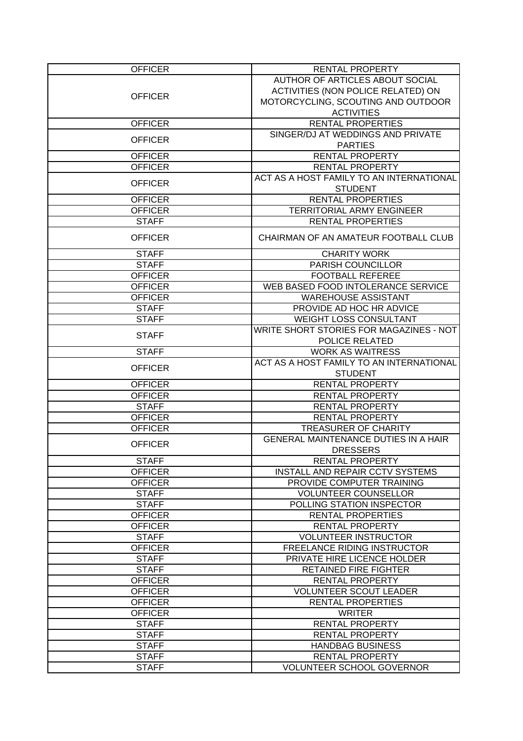| OFFICER | RENTAL PROPERTY |
|---|---|
| OFFICER | AUTHOR OF ARTICLES ABOUT SOCIAL ACTIVITIES (NON POLICE RELATED) ON MOTORCYCLING, SCOUTING AND OUTDOOR ACTIVITIES |
| OFFICER | RENTAL PROPERTIES |
| OFFICER | SINGER/DJ AT WEDDINGS AND PRIVATE PARTIES |
| OFFICER | RENTAL PROPERTY |
| OFFICER | RENTAL PROPERTY |
| OFFICER | ACT AS A HOST FAMILY TO AN INTERNATIONAL STUDENT |
| OFFICER | RENTAL PROPERTIES |
| OFFICER | TERRITORIAL ARMY ENGINEER |
| STAFF | RENTAL PROPERTIES |
| OFFICER | CHAIRMAN OF AN AMATEUR FOOTBALL CLUB |
| STAFF | CHARITY WORK |
| STAFF | PARISH COUNCILLOR |
| OFFICER | FOOTBALL REFEREE |
| OFFICER | WEB BASED FOOD INTOLERANCE SERVICE |
| OFFICER | WAREHOUSE ASSISTANT |
| STAFF | PROVIDE AD HOC HR ADVICE |
| STAFF | WEIGHT LOSS CONSULTANT |
| STAFF | WRITE SHORT STORIES FOR MAGAZINES - NOT POLICE RELATED |
| STAFF | WORK AS WAITRESS |
| OFFICER | ACT AS A HOST FAMILY TO AN INTERNATIONAL STUDENT |
| OFFICER | RENTAL PROPERTY |
| OFFICER | RENTAL PROPERTY |
| STAFF | RENTAL PROPERTY |
| OFFICER | RENTAL PROPERTY |
| OFFICER | TREASURER OF CHARITY |
| OFFICER | GENERAL MAINTENANCE DUTIES IN A HAIR DRESSERS |
| STAFF | RENTAL PROPERTY |
| OFFICER | INSTALL AND REPAIR CCTV SYSTEMS |
| OFFICER | PROVIDE COMPUTER TRAINING |
| STAFF | VOLUNTEER COUNSELLOR |
| STAFF | POLLING STATION INSPECTOR |
| OFFICER | RENTAL PROPERTIES |
| OFFICER | RENTAL PROPERTY |
| STAFF | VOLUNTEER INSTRUCTOR |
| OFFICER | FREELANCE RIDING INSTRUCTOR |
| STAFF | PRIVATE HIRE LICENCE HOLDER |
| STAFF | RETAINED FIRE FIGHTER |
| OFFICER | RENTAL PROPERTY |
| OFFICER | VOLUNTEER SCOUT LEADER |
| OFFICER | RENTAL PROPERTIES |
| OFFICER | WRITER |
| STAFF | RENTAL PROPERTY |
| STAFF | RENTAL PROPERTY |
| STAFF | HANDBAG BUSINESS |
| STAFF | RENTAL PROPERTY |
| STAFF | VOLUNTEER SCHOOL GOVERNOR |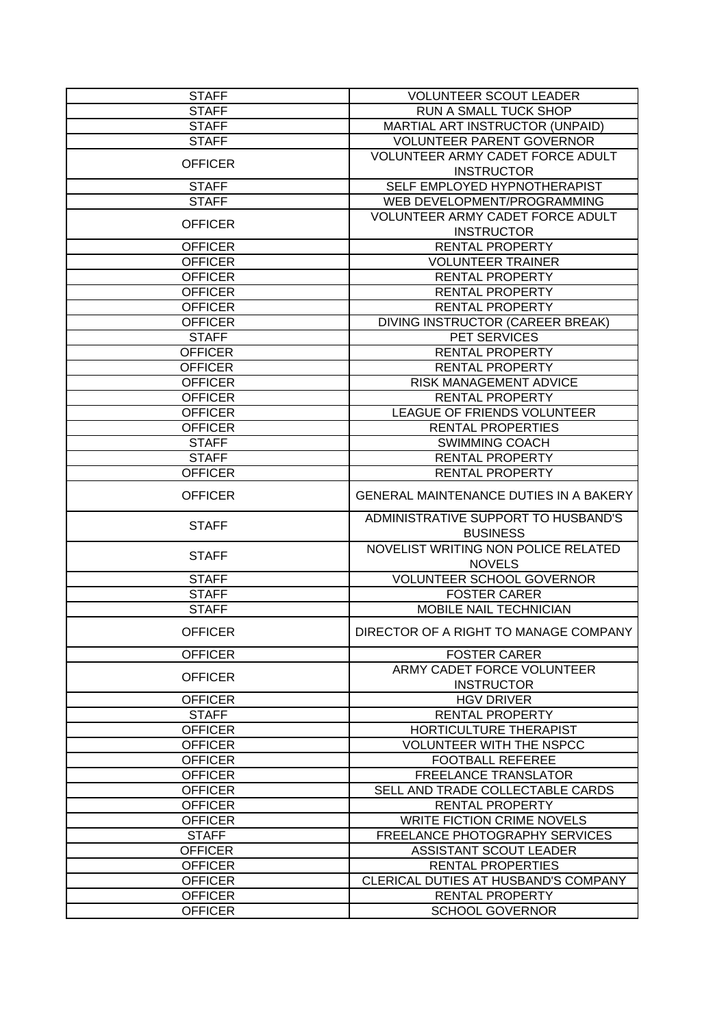| | |
|---|---|
| STAFF | VOLUNTEER SCOUT LEADER |
| STAFF | RUN A SMALL TUCK SHOP |
| STAFF | MARTIAL ART INSTRUCTOR (UNPAID) |
| STAFF | VOLUNTEER PARENT GOVERNOR |
| OFFICER | VOLUNTEER ARMY CADET FORCE ADULT INSTRUCTOR |
| STAFF | SELF EMPLOYED HYPNOTHERAPIST |
| STAFF | WEB DEVELOPMENT/PROGRAMMING |
| OFFICER | VOLUNTEER ARMY CADET FORCE ADULT INSTRUCTOR |
| OFFICER | RENTAL PROPERTY |
| OFFICER | VOLUNTEER TRAINER |
| OFFICER | RENTAL PROPERTY |
| OFFICER | RENTAL PROPERTY |
| OFFICER | RENTAL PROPERTY |
| OFFICER | DIVING INSTRUCTOR (CAREER BREAK) |
| STAFF | PET SERVICES |
| OFFICER | RENTAL PROPERTY |
| OFFICER | RENTAL PROPERTY |
| OFFICER | RISK MANAGEMENT ADVICE |
| OFFICER | RENTAL PROPERTY |
| OFFICER | LEAGUE OF FRIENDS VOLUNTEER |
| OFFICER | RENTAL PROPERTIES |
| STAFF | SWIMMING COACH |
| STAFF | RENTAL PROPERTY |
| OFFICER | RENTAL PROPERTY |
| OFFICER | GENERAL MAINTENANCE DUTIES IN A BAKERY |
| STAFF | ADMINISTRATIVE SUPPORT TO HUSBAND'S BUSINESS |
| STAFF | NOVELIST WRITING NON POLICE RELATED NOVELS |
| STAFF | VOLUNTEER SCHOOL GOVERNOR |
| STAFF | FOSTER CARER |
| STAFF | MOBILE NAIL TECHNICIAN |
| OFFICER | DIRECTOR OF A RIGHT TO MANAGE COMPANY |
| OFFICER | FOSTER CARER |
| OFFICER | ARMY CADET FORCE VOLUNTEER INSTRUCTOR |
| OFFICER | HGV DRIVER |
| STAFF | RENTAL PROPERTY |
| OFFICER | HORTICULTURE THERAPIST |
| OFFICER | VOLUNTEER WITH THE NSPCC |
| OFFICER | FOOTBALL REFEREE |
| OFFICER | FREELANCE TRANSLATOR |
| OFFICER | SELL AND TRADE COLLECTABLE CARDS |
| OFFICER | RENTAL PROPERTY |
| OFFICER | WRITE FICTION CRIME NOVELS |
| STAFF | FREELANCE PHOTOGRAPHY SERVICES |
| OFFICER | ASSISTANT SCOUT LEADER |
| OFFICER | RENTAL PROPERTIES |
| OFFICER | CLERICAL DUTIES AT HUSBAND'S COMPANY |
| OFFICER | RENTAL PROPERTY |
| OFFICER | SCHOOL GOVERNOR |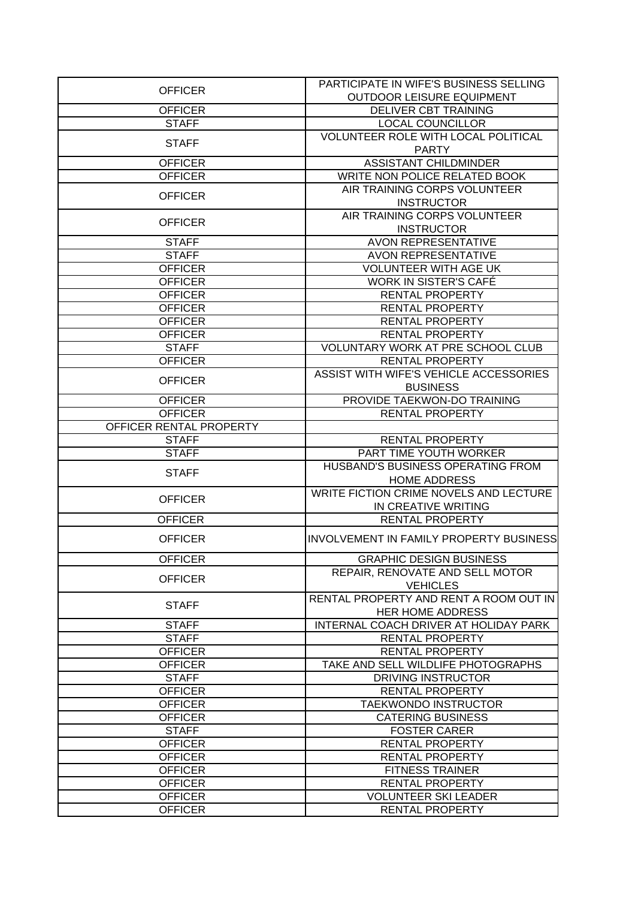| | |
|---|---|
| OFFICER | PARTICIPATE IN WIFE'S BUSINESS SELLING OUTDOOR LEISURE EQUIPMENT |
| OFFICER | DELIVER CBT TRAINING |
| STAFF | LOCAL COUNCILLOR |
| STAFF | VOLUNTEER ROLE WITH LOCAL POLITICAL PARTY |
| OFFICER | ASSISTANT CHILDMINDER |
| OFFICER | WRITE NON POLICE RELATED BOOK |
| OFFICER | AIR TRAINING CORPS VOLUNTEER INSTRUCTOR |
| OFFICER | AIR TRAINING CORPS VOLUNTEER INSTRUCTOR |
| STAFF | AVON REPRESENTATIVE |
| STAFF | AVON REPRESENTATIVE |
| OFFICER | VOLUNTEER WITH AGE UK |
| OFFICER | WORK IN SISTER'S CAFÉ |
| OFFICER | RENTAL PROPERTY |
| OFFICER | RENTAL PROPERTY |
| OFFICER | RENTAL PROPERTY |
| OFFICER | RENTAL PROPERTY |
| STAFF | VOLUNTARY WORK AT PRE SCHOOL CLUB |
| OFFICER | RENTAL PROPERTY |
| OFFICER | ASSIST WITH WIFE'S VEHICLE ACCESSORIES BUSINESS |
| OFFICER | PROVIDE TAEKWON-DO TRAINING |
| OFFICER | RENTAL PROPERTY |
| OFFICER RENTAL PROPERTY | |
| STAFF | RENTAL PROPERTY |
| STAFF | PART TIME YOUTH WORKER |
| STAFF | HUSBAND'S BUSINESS OPERATING FROM HOME ADDRESS |
| OFFICER | WRITE FICTION CRIME NOVELS AND LECTURE IN CREATIVE WRITING |
| OFFICER | RENTAL PROPERTY |
| OFFICER | INVOLVEMENT IN FAMILY PROPERTY BUSINESS |
| OFFICER | GRAPHIC DESIGN BUSINESS |
| OFFICER | REPAIR, RENOVATE AND SELL MOTOR VEHICLES |
| STAFF | RENTAL PROPERTY AND RENT A ROOM OUT IN HER HOME ADDRESS |
| STAFF | INTERNAL COACH DRIVER AT HOLIDAY PARK |
| STAFF | RENTAL PROPERTY |
| OFFICER | RENTAL PROPERTY |
| OFFICER | TAKE AND SELL WILDLIFE PHOTOGRAPHS |
| STAFF | DRIVING INSTRUCTOR |
| OFFICER | RENTAL PROPERTY |
| OFFICER | TAEKWONDO INSTRUCTOR |
| OFFICER | CATERING BUSINESS |
| STAFF | FOSTER CARER |
| OFFICER | RENTAL PROPERTY |
| OFFICER | RENTAL PROPERTY |
| OFFICER | FITNESS TRAINER |
| OFFICER | RENTAL PROPERTY |
| OFFICER | VOLUNTEER SKI LEADER |
| OFFICER | RENTAL PROPERTY |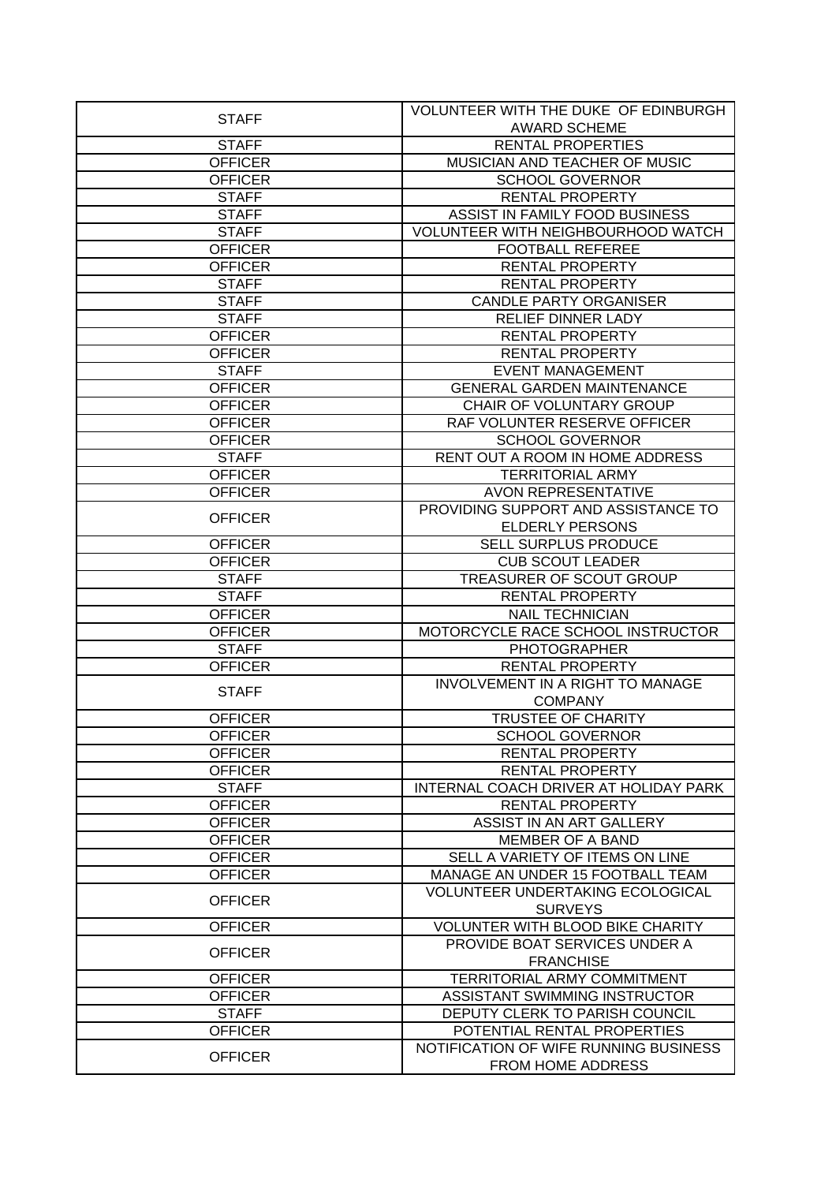| STAFF | VOLUNTEER WITH THE DUKE OF EDINBURGH AWARD SCHEME |
|---|---|
| STAFF | RENTAL PROPERTIES |
| OFFICER | MUSICIAN AND TEACHER OF MUSIC |
| OFFICER | SCHOOL GOVERNOR |
| STAFF | RENTAL PROPERTY |
| STAFF | ASSIST IN FAMILY FOOD BUSINESS |
| STAFF | VOLUNTEER WITH NEIGHBOURHOOD WATCH |
| OFFICER | FOOTBALL REFEREE |
| OFFICER | RENTAL PROPERTY |
| STAFF | RENTAL PROPERTY |
| STAFF | CANDLE PARTY ORGANISER |
| STAFF | RELIEF DINNER LADY |
| OFFICER | RENTAL PROPERTY |
| OFFICER | RENTAL PROPERTY |
| STAFF | EVENT MANAGEMENT |
| OFFICER | GENERAL GARDEN MAINTENANCE |
| OFFICER | CHAIR OF VOLUNTARY GROUP |
| OFFICER | RAF VOLUNTER RESERVE OFFICER |
| OFFICER | SCHOOL GOVERNOR |
| STAFF | RENT OUT A ROOM IN HOME ADDRESS |
| OFFICER | TERRITORIAL ARMY |
| OFFICER | AVON REPRESENTATIVE |
| OFFICER | PROVIDING SUPPORT AND ASSISTANCE TO ELDERLY PERSONS |
| OFFICER | SELL SURPLUS PRODUCE |
| OFFICER | CUB SCOUT LEADER |
| STAFF | TREASURER OF SCOUT GROUP |
| STAFF | RENTAL PROPERTY |
| OFFICER | NAIL TECHNICIAN |
| OFFICER | MOTORCYCLE RACE SCHOOL INSTRUCTOR |
| STAFF | PHOTOGRAPHER |
| OFFICER | RENTAL PROPERTY |
| STAFF | INVOLVEMENT IN A RIGHT TO MANAGE COMPANY |
| OFFICER | TRUSTEE OF CHARITY |
| OFFICER | SCHOOL GOVERNOR |
| OFFICER | RENTAL PROPERTY |
| OFFICER | RENTAL PROPERTY |
| STAFF | INTERNAL COACH DRIVER AT HOLIDAY PARK |
| OFFICER | RENTAL PROPERTY |
| OFFICER | ASSIST IN AN ART GALLERY |
| OFFICER | MEMBER OF A BAND |
| OFFICER | SELL A VARIETY OF ITEMS ON LINE |
| OFFICER | MANAGE AN UNDER 15 FOOTBALL TEAM |
| OFFICER | VOLUNTEER UNDERTAKING ECOLOGICAL SURVEYS |
| OFFICER | VOLUNTER WITH BLOOD BIKE CHARITY |
| OFFICER | PROVIDE BOAT SERVICES UNDER A FRANCHISE |
| OFFICER | TERRITORIAL ARMY COMMITMENT |
| OFFICER | ASSISTANT SWIMMING INSTRUCTOR |
| STAFF | DEPUTY CLERK TO PARISH COUNCIL |
| OFFICER | POTENTIAL RENTAL PROPERTIES |
| OFFICER | NOTIFICATION OF WIFE RUNNING BUSINESS FROM HOME ADDRESS |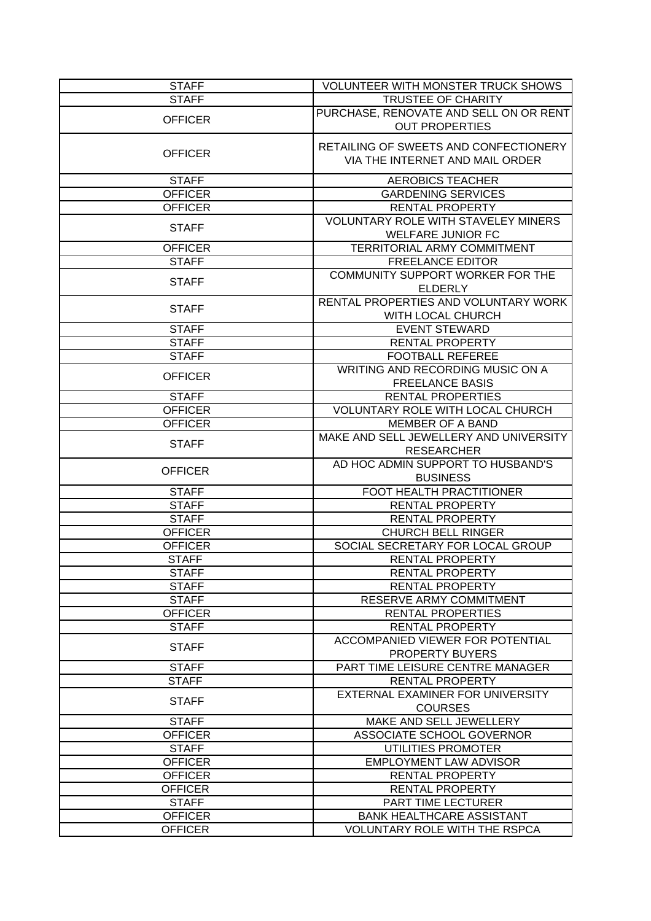| STAFF | VOLUNTEER WITH MONSTER TRUCK SHOWS |
| --- | --- |
| STAFF | TRUSTEE OF CHARITY |
| OFFICER | PURCHASE, RENOVATE AND SELL ON OR RENT OUT PROPERTIES |
| OFFICER | RETAILING OF SWEETS AND CONFECTIONERY VIA THE INTERNET AND MAIL ORDER |
| STAFF | AEROBICS TEACHER |
| OFFICER | GARDENING SERVICES |
| OFFICER | RENTAL PROPERTY |
| STAFF | VOLUNTARY ROLE WITH STAVELEY MINERS WELFARE JUNIOR FC |
| OFFICER | TERRITORIAL ARMY COMMITMENT |
| STAFF | FREELANCE EDITOR |
| STAFF | COMMUNITY SUPPORT WORKER FOR THE ELDERLY |
| STAFF | RENTAL PROPERTIES AND VOLUNTARY WORK WITH LOCAL CHURCH |
| STAFF | EVENT STEWARD |
| STAFF | RENTAL PROPERTY |
| STAFF | FOOTBALL REFEREE |
| OFFICER | WRITING AND RECORDING MUSIC ON A FREELANCE BASIS |
| STAFF | RENTAL PROPERTIES |
| OFFICER | VOLUNTARY ROLE WITH LOCAL CHURCH |
| OFFICER | MEMBER OF A BAND |
| STAFF | MAKE AND SELL JEWELLERY AND UNIVERSITY RESEARCHER |
| OFFICER | AD HOC ADMIN SUPPORT TO HUSBAND'S BUSINESS |
| STAFF | FOOT HEALTH PRACTITIONER |
| STAFF | RENTAL PROPERTY |
| STAFF | RENTAL PROPERTY |
| OFFICER | CHURCH BELL RINGER |
| OFFICER | SOCIAL SECRETARY FOR LOCAL GROUP |
| STAFF | RENTAL PROPERTY |
| STAFF | RENTAL PROPERTY |
| STAFF | RENTAL PROPERTY |
| STAFF | RESERVE ARMY COMMITMENT |
| OFFICER | RENTAL PROPERTIES |
| STAFF | RENTAL PROPERTY |
| STAFF | ACCOMPANIED VIEWER FOR POTENTIAL PROPERTY BUYERS |
| STAFF | PART TIME LEISURE CENTRE MANAGER |
| STAFF | RENTAL PROPERTY |
| STAFF | EXTERNAL EXAMINER FOR UNIVERSITY COURSES |
| STAFF | MAKE AND SELL JEWELLERY |
| OFFICER | ASSOCIATE SCHOOL GOVERNOR |
| STAFF | UTILITIES PROMOTER |
| OFFICER | EMPLOYMENT LAW ADVISOR |
| OFFICER | RENTAL PROPERTY |
| OFFICER | RENTAL PROPERTY |
| STAFF | PART TIME LECTURER |
| OFFICER | BANK HEALTHCARE ASSISTANT |
| OFFICER | VOLUNTARY ROLE WITH THE RSPCA |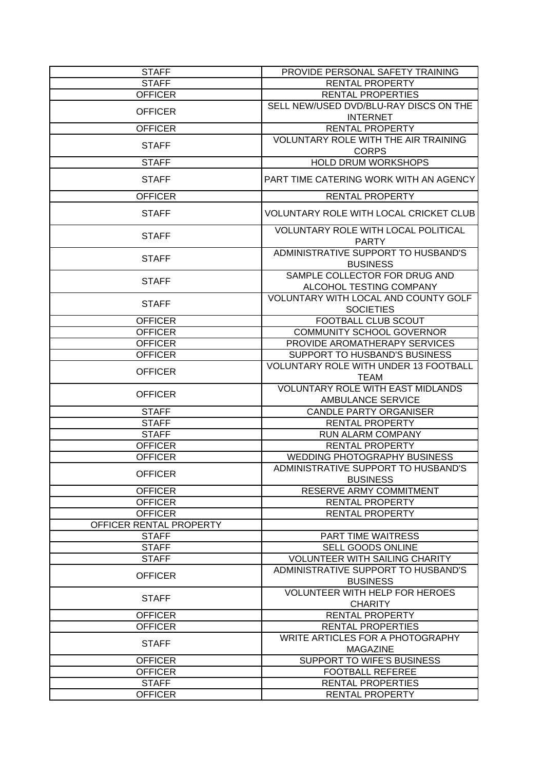| | |
|---|---|
| STAFF | PROVIDE PERSONAL SAFETY TRAINING |
| STAFF | RENTAL PROPERTY |
| OFFICER | RENTAL PROPERTIES |
| OFFICER | SELL NEW/USED DVD/BLU-RAY DISCS ON THE INTERNET |
| OFFICER | RENTAL PROPERTY |
| STAFF | VOLUNTARY ROLE WITH THE AIR TRAINING CORPS |
| STAFF | HOLD DRUM WORKSHOPS |
| STAFF | PART TIME CATERING WORK WITH AN AGENCY |
| OFFICER | RENTAL PROPERTY |
| STAFF | VOLUNTARY ROLE WITH LOCAL CRICKET CLUB |
| STAFF | VOLUNTARY ROLE WITH LOCAL POLITICAL PARTY |
| STAFF | ADMINISTRATIVE SUPPORT TO HUSBAND'S BUSINESS |
| STAFF | SAMPLE COLLECTOR FOR DRUG AND ALCOHOL TESTING COMPANY |
| STAFF | VOLUNTARY WITH LOCAL AND COUNTY GOLF SOCIETIES |
| OFFICER | FOOTBALL CLUB SCOUT |
| OFFICER | COMMUNITY SCHOOL GOVERNOR |
| OFFICER | PROVIDE AROMATHERAPY SERVICES |
| OFFICER | SUPPORT TO HUSBAND'S BUSINESS |
| OFFICER | VOLUNTARY ROLE WITH UNDER 13 FOOTBALL TEAM |
| OFFICER | VOLUNTARY ROLE WITH EAST MIDLANDS AMBULANCE SERVICE |
| STAFF | CANDLE PARTY ORGANISER |
| STAFF | RENTAL PROPERTY |
| STAFF | RUN ALARM COMPANY |
| OFFICER | RENTAL PROPERTY |
| OFFICER | WEDDING PHOTOGRAPHY BUSINESS |
| OFFICER | ADMINISTRATIVE SUPPORT TO HUSBAND'S BUSINESS |
| OFFICER | RESERVE ARMY COMMITMENT |
| OFFICER | RENTAL PROPERTY |
| OFFICER | RENTAL PROPERTY |
| OFFICER RENTAL PROPERTY | |
| STAFF | PART TIME WAITRESS |
| STAFF | SELL GOODS ONLINE |
| STAFF | VOLUNTEER WITH SAILING CHARITY |
| OFFICER | ADMINISTRATIVE SUPPORT TO HUSBAND'S BUSINESS |
| STAFF | VOLUNTEER WITH HELP FOR HEROES CHARITY |
| OFFICER | RENTAL PROPERTY |
| OFFICER | RENTAL PROPERTIES |
| STAFF | WRITE ARTICLES FOR A PHOTOGRAPHY MAGAZINE |
| OFFICER | SUPPORT TO WIFE'S BUSINESS |
| OFFICER | FOOTBALL REFEREE |
| STAFF | RENTAL PROPERTIES |
| OFFICER | RENTAL PROPERTY |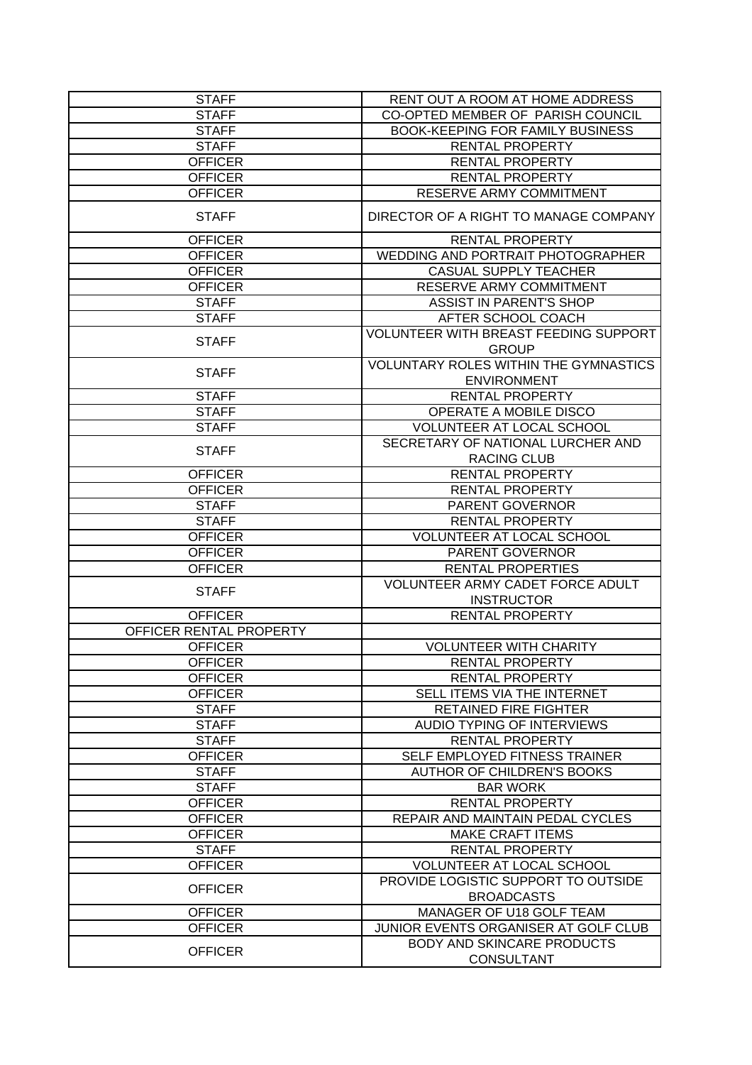| | |
|---|---|
| STAFF | RENT OUT A ROOM AT HOME ADDRESS |
| STAFF | CO-OPTED MEMBER OF PARISH COUNCIL |
| STAFF | BOOK-KEEPING FOR FAMILY BUSINESS |
| STAFF | RENTAL PROPERTY |
| OFFICER | RENTAL PROPERTY |
| OFFICER | RENTAL PROPERTY |
| OFFICER | RESERVE ARMY COMMITMENT |
| STAFF | DIRECTOR OF A RIGHT TO MANAGE COMPANY |
| OFFICER | RENTAL PROPERTY |
| OFFICER | WEDDING AND PORTRAIT PHOTOGRAPHER |
| OFFICER | CASUAL SUPPLY TEACHER |
| OFFICER | RESERVE ARMY COMMITMENT |
| STAFF | ASSIST IN PARENT'S SHOP |
| STAFF | AFTER SCHOOL COACH |
| STAFF | VOLUNTEER WITH BREAST FEEDING SUPPORT GROUP |
| STAFF | VOLUNTARY ROLES WITHIN THE GYMNASTICS ENVIRONMENT |
| STAFF | RENTAL PROPERTY |
| STAFF | OPERATE A MOBILE DISCO |
| STAFF | VOLUNTEER AT LOCAL SCHOOL |
| STAFF | SECRETARY OF NATIONAL LURCHER AND RACING CLUB |
| OFFICER | RENTAL PROPERTY |
| OFFICER | RENTAL PROPERTY |
| STAFF | PARENT GOVERNOR |
| STAFF | RENTAL PROPERTY |
| OFFICER | VOLUNTEER AT LOCAL SCHOOL |
| OFFICER | PARENT GOVERNOR |
| OFFICER | RENTAL PROPERTIES |
| STAFF | VOLUNTEER ARMY CADET FORCE ADULT INSTRUCTOR |
| OFFICER | RENTAL PROPERTY |
| OFFICER RENTAL PROPERTY | |
| OFFICER | VOLUNTEER WITH CHARITY |
| OFFICER | RENTAL PROPERTY |
| OFFICER | RENTAL PROPERTY |
| OFFICER | SELL ITEMS VIA THE INTERNET |
| STAFF | RETAINED FIRE FIGHTER |
| STAFF | AUDIO TYPING OF INTERVIEWS |
| STAFF | RENTAL PROPERTY |
| OFFICER | SELF EMPLOYED FITNESS TRAINER |
| STAFF | AUTHOR OF CHILDREN'S BOOKS |
| STAFF | BAR WORK |
| OFFICER | RENTAL PROPERTY |
| OFFICER | REPAIR AND MAINTAIN PEDAL CYCLES |
| OFFICER | MAKE CRAFT ITEMS |
| STAFF | RENTAL PROPERTY |
| OFFICER | VOLUNTEER AT LOCAL SCHOOL |
| OFFICER | PROVIDE LOGISTIC SUPPORT TO OUTSIDE BROADCASTS |
| OFFICER | MANAGER OF U18 GOLF TEAM |
| OFFICER | JUNIOR EVENTS ORGANISER AT GOLF CLUB |
| OFFICER | BODY AND SKINCARE PRODUCTS CONSULTANT |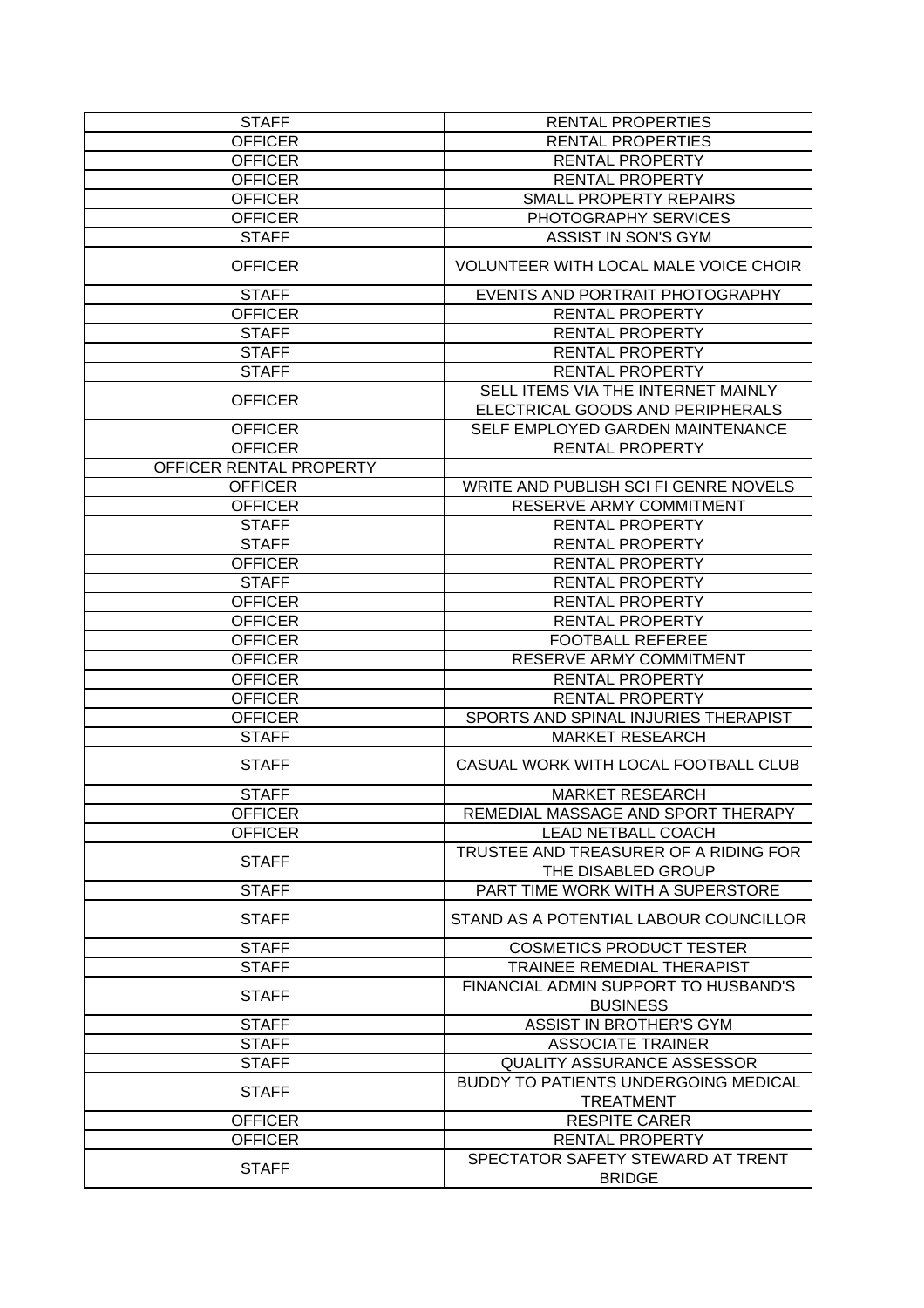| | |
|---|---|
| STAFF | RENTAL PROPERTIES |
| OFFICER | RENTAL PROPERTIES |
| OFFICER | RENTAL PROPERTY |
| OFFICER | RENTAL PROPERTY |
| OFFICER | SMALL PROPERTY REPAIRS |
| OFFICER | PHOTOGRAPHY SERVICES |
| STAFF | ASSIST IN SON'S GYM |
| OFFICER | VOLUNTEER WITH LOCAL MALE VOICE CHOIR |
| STAFF | EVENTS AND PORTRAIT PHOTOGRAPHY |
| OFFICER | RENTAL PROPERTY |
| STAFF | RENTAL PROPERTY |
| STAFF | RENTAL PROPERTY |
| STAFF | RENTAL PROPERTY |
| OFFICER | SELL ITEMS VIA THE INTERNET MAINLY ELECTRICAL GOODS AND PERIPHERALS |
| OFFICER | SELF EMPLOYED GARDEN MAINTENANCE |
| OFFICER | RENTAL PROPERTY |
| OFFICER RENTAL PROPERTY | |
| OFFICER | WRITE AND PUBLISH SCI FI GENRE NOVELS |
| OFFICER | RESERVE ARMY COMMITMENT |
| STAFF | RENTAL PROPERTY |
| STAFF | RENTAL PROPERTY |
| OFFICER | RENTAL PROPERTY |
| STAFF | RENTAL PROPERTY |
| OFFICER | RENTAL PROPERTY |
| OFFICER | RENTAL PROPERTY |
| OFFICER | FOOTBALL REFEREE |
| OFFICER | RESERVE ARMY COMMITMENT |
| OFFICER | RENTAL PROPERTY |
| OFFICER | RENTAL PROPERTY |
| OFFICER | SPORTS AND SPINAL INJURIES THERAPIST |
| STAFF | MARKET RESEARCH |
| STAFF | CASUAL WORK WITH LOCAL FOOTBALL CLUB |
| STAFF | MARKET RESEARCH |
| OFFICER | REMEDIAL MASSAGE AND SPORT THERAPY |
| OFFICER | LEAD NETBALL COACH |
| STAFF | TRUSTEE AND TREASURER OF A RIDING FOR THE DISABLED GROUP |
| STAFF | PART TIME WORK WITH A SUPERSTORE |
| STAFF | STAND AS A POTENTIAL LABOUR COUNCILLOR |
| STAFF | COSMETICS PRODUCT TESTER |
| STAFF | TRAINEE REMEDIAL THERAPIST |
| STAFF | FINANCIAL ADMIN SUPPORT TO HUSBAND'S BUSINESS |
| STAFF | ASSIST IN BROTHER'S GYM |
| STAFF | ASSOCIATE TRAINER |
| STAFF | QUALITY ASSURANCE ASSESSOR |
| STAFF | BUDDY TO PATIENTS UNDERGOING MEDICAL TREATMENT |
| OFFICER | RESPITE CARER |
| OFFICER | RENTAL PROPERTY |
| STAFF | SPECTATOR SAFETY STEWARD AT TRENT BRIDGE |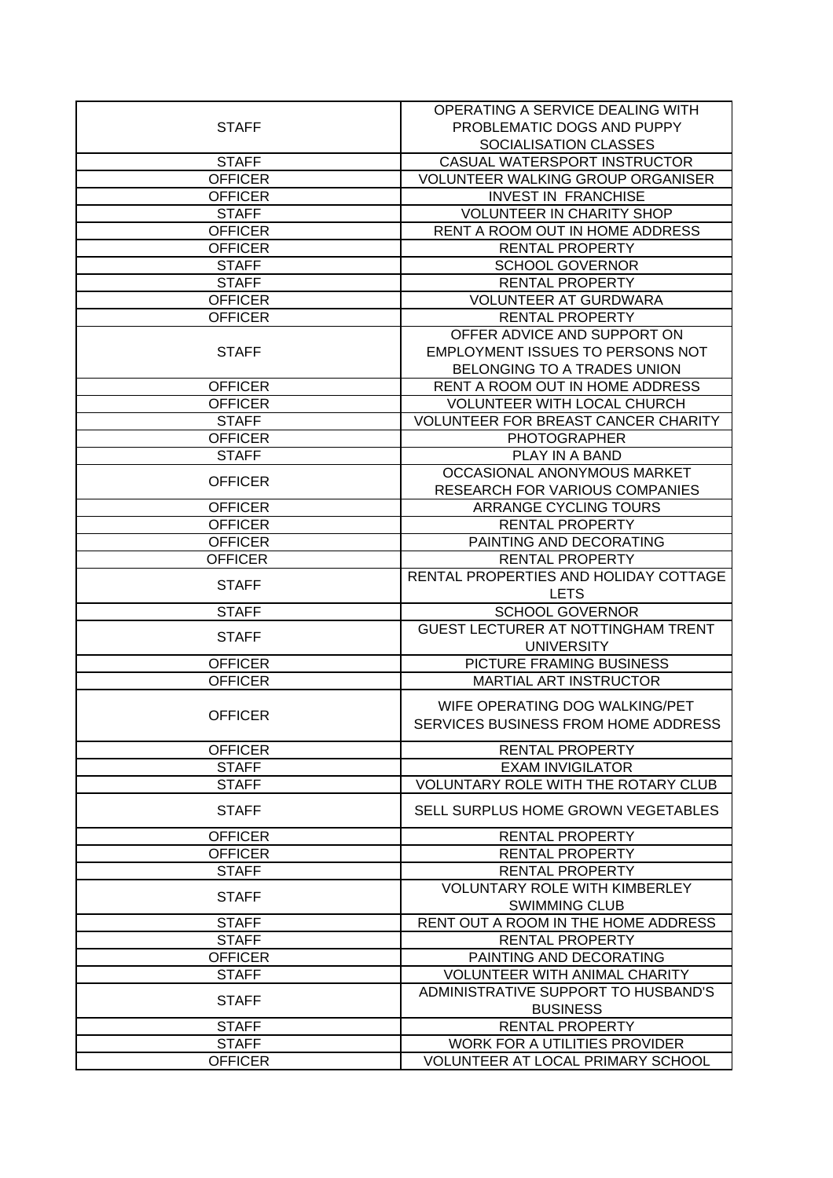| STAFF | OPERATING A SERVICE DEALING WITH PROBLEMATIC DOGS AND PUPPY SOCIALISATION CLASSES |
|---|---|
| STAFF | CASUAL WATERSPORT INSTRUCTOR |
| OFFICER | VOLUNTEER WALKING GROUP ORGANISER |
| OFFICER | INVEST IN FRANCHISE |
| STAFF | VOLUNTEER IN CHARITY SHOP |
| OFFICER | RENT A ROOM OUT IN HOME ADDRESS |
| OFFICER | RENTAL PROPERTY |
| STAFF | SCHOOL GOVERNOR |
| STAFF | RENTAL PROPERTY |
| OFFICER | VOLUNTEER AT GURDWARA |
| OFFICER | RENTAL PROPERTY |
| STAFF | OFFER ADVICE AND SUPPORT ON EMPLOYMENT ISSUES TO PERSONS NOT BELONGING TO A TRADES UNION |
| OFFICER | RENT A ROOM OUT IN HOME ADDRESS |
| OFFICER | VOLUNTEER WITH LOCAL CHURCH |
| STAFF | VOLUNTEER FOR BREAST CANCER CHARITY |
| OFFICER | PHOTOGRAPHER |
| STAFF | PLAY IN A BAND |
| OFFICER | OCCASIONAL ANONYMOUS MARKET RESEARCH FOR VARIOUS COMPANIES |
| OFFICER | ARRANGE CYCLING TOURS |
| OFFICER | RENTAL PROPERTY |
| OFFICER | PAINTING AND DECORATING |
| OFFICER | RENTAL PROPERTY |
| STAFF | RENTAL PROPERTIES AND HOLIDAY COTTAGE LETS |
| STAFF | SCHOOL GOVERNOR |
| STAFF | GUEST LECTURER AT NOTTINGHAM TRENT UNIVERSITY |
| OFFICER | PICTURE FRAMING BUSINESS |
| OFFICER | MARTIAL ART INSTRUCTOR |
| OFFICER | WIFE OPERATING DOG WALKING/PET SERVICES BUSINESS FROM HOME ADDRESS |
| OFFICER | RENTAL PROPERTY |
| STAFF | EXAM INVIGILATOR |
| STAFF | VOLUNTARY ROLE WITH THE ROTARY CLUB |
| STAFF | SELL SURPLUS HOME GROWN VEGETABLES |
| OFFICER | RENTAL PROPERTY |
| OFFICER | RENTAL PROPERTY |
| STAFF | RENTAL PROPERTY |
| STAFF | VOLUNTARY ROLE WITH KIMBERLEY SWIMMING CLUB |
| STAFF | RENT OUT A ROOM IN THE HOME ADDRESS |
| STAFF | RENTAL PROPERTY |
| OFFICER | PAINTING AND DECORATING |
| STAFF | VOLUNTEER WITH ANIMAL CHARITY |
| STAFF | ADMINISTRATIVE SUPPORT TO HUSBAND'S BUSINESS |
| STAFF | RENTAL PROPERTY |
| STAFF | WORK FOR A UTILITIES PROVIDER |
| OFFICER | VOLUNTEER AT LOCAL PRIMARY SCHOOL |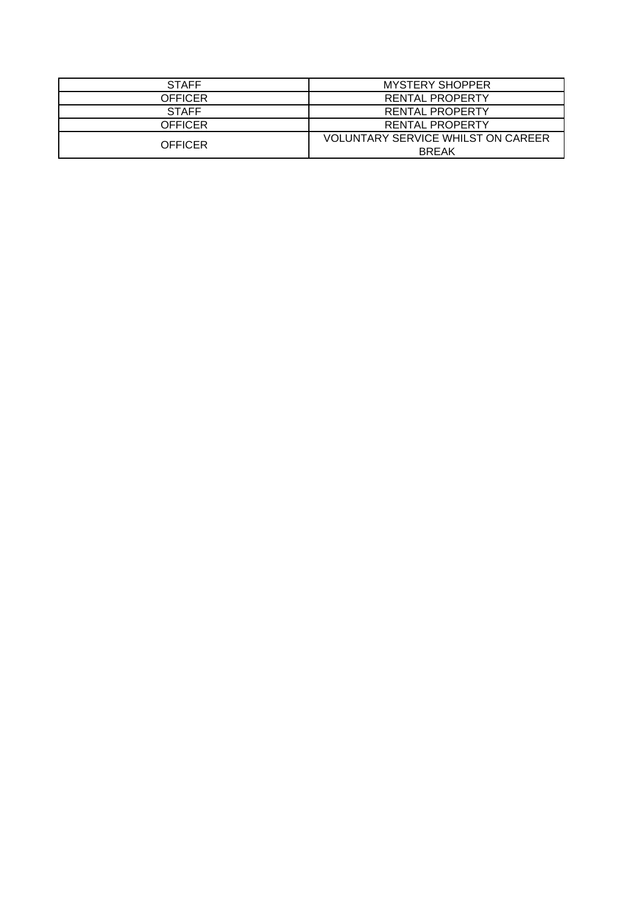| | |
|---|---|
| STAFF | MYSTERY SHOPPER |
| OFFICER | RENTAL PROPERTY |
| STAFF | RENTAL PROPERTY |
| OFFICER | RENTAL PROPERTY |
| OFFICER | VOLUNTARY SERVICE WHILST ON CAREER BREAK |